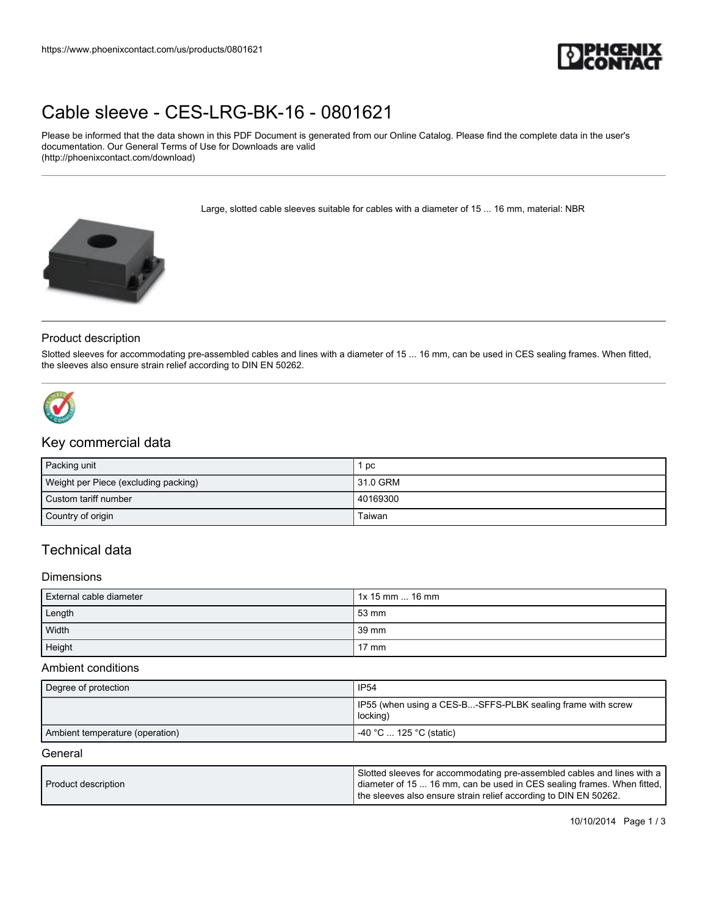# Cable sleeve - CES-LRG-BK-16 - 0801621

Please be informed that the data shown in this PDF Document is generated from our Online Catalog. Please find the complete data in the user's documentation. Our General Terms of Use for Downloads are valid (http://phoenixcontact.com/download)

Large, slotted cable sleeves suitable for cables with a diameter of 15 ... 16 mm, material: NBR

## Product description

Slotted sleeves for accommodating pre-assembled cables and lines with a diameter of 15 ... 16 mm, can be used in CES sealing frames. When fitted, the sleeves also ensure strain relief according to DIN EN 50262.

## Key commercial data

| | |
|---|---|
| Packing unit | 1 pc |
| Weight per Piece (excluding packing) | 31.0 GRM |
| Custom tariff number | 40169300 |
| Country of origin | Taiwan |

## Technical data

### Dimensions

| | |
|---|---|
| External cable diameter | 1x 15 mm ... 16 mm |
| Length | 53 mm |
| Width | 39 mm |
| Height | 17 mm |

### Ambient conditions

| | |
|---|---|
| Degree of protection | IP54 |
| | IP55 (when using a CES-B...-SFFS-PLBK sealing frame with screw locking) |
| Ambient temperature (operation) | -40 °C ... 125 °C (static) |

### General

| | |
|---|---|
| Product description | Slotted sleeves for accommodating pre-assembled cables and lines with a diameter of 15 ... 16 mm, can be used in CES sealing frames. When fitted, the sleeves also ensure strain relief according to DIN EN 50262. |

10/10/2014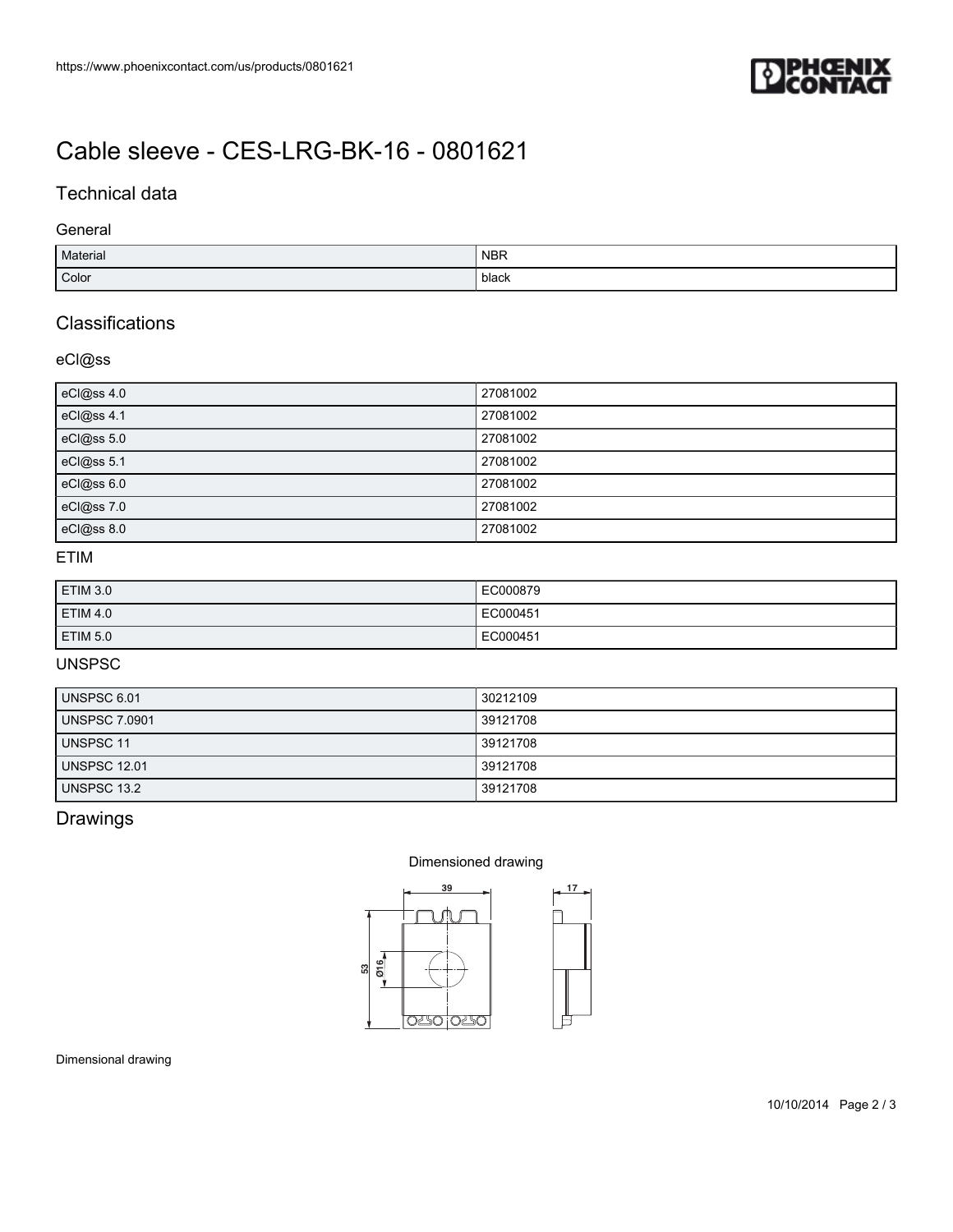# Cable sleeve - CES-LRG-BK-16 - 0801621

## Technical data

### General

| Material | NBR |
|---|---|
| Color | black |

## Classifications

### eCl@ss

| eCl@ss 4.0 | 27081002 |
|---|---|
| eCl@ss 4.1 | 27081002 |
| eCl@ss 5.0 | 27081002 |
| eCl@ss 5.1 | 27081002 |
| eCl@ss 6.0 | 27081002 |
| eCl@ss 7.0 | 27081002 |
| eCl@ss 8.0 | 27081002 |

### ETIM

| ETIM 3.0 | EC000879 |
|---|---|
| ETIM 4.0 | EC000451 |
| ETIM 5.0 | EC000451 |

### UNSPSC

| UNSPSC 6.01 | 30212109 |
|---|---|
| UNSPSC 7.0901 | 39121708 |
| UNSPSC 11 | 39121708 |
| UNSPSC 12.01 | 39121708 |
| UNSPSC 13.2 | 39121708 |

## Drawings

Dimensioned drawing

Dimensional drawing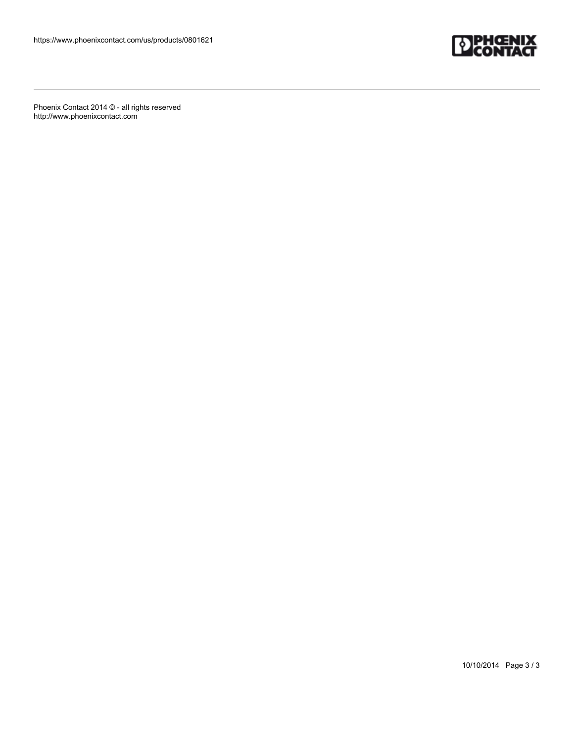Phoenix Contact 2014 © - all rights reserved
http://www.phoenixcontact.com